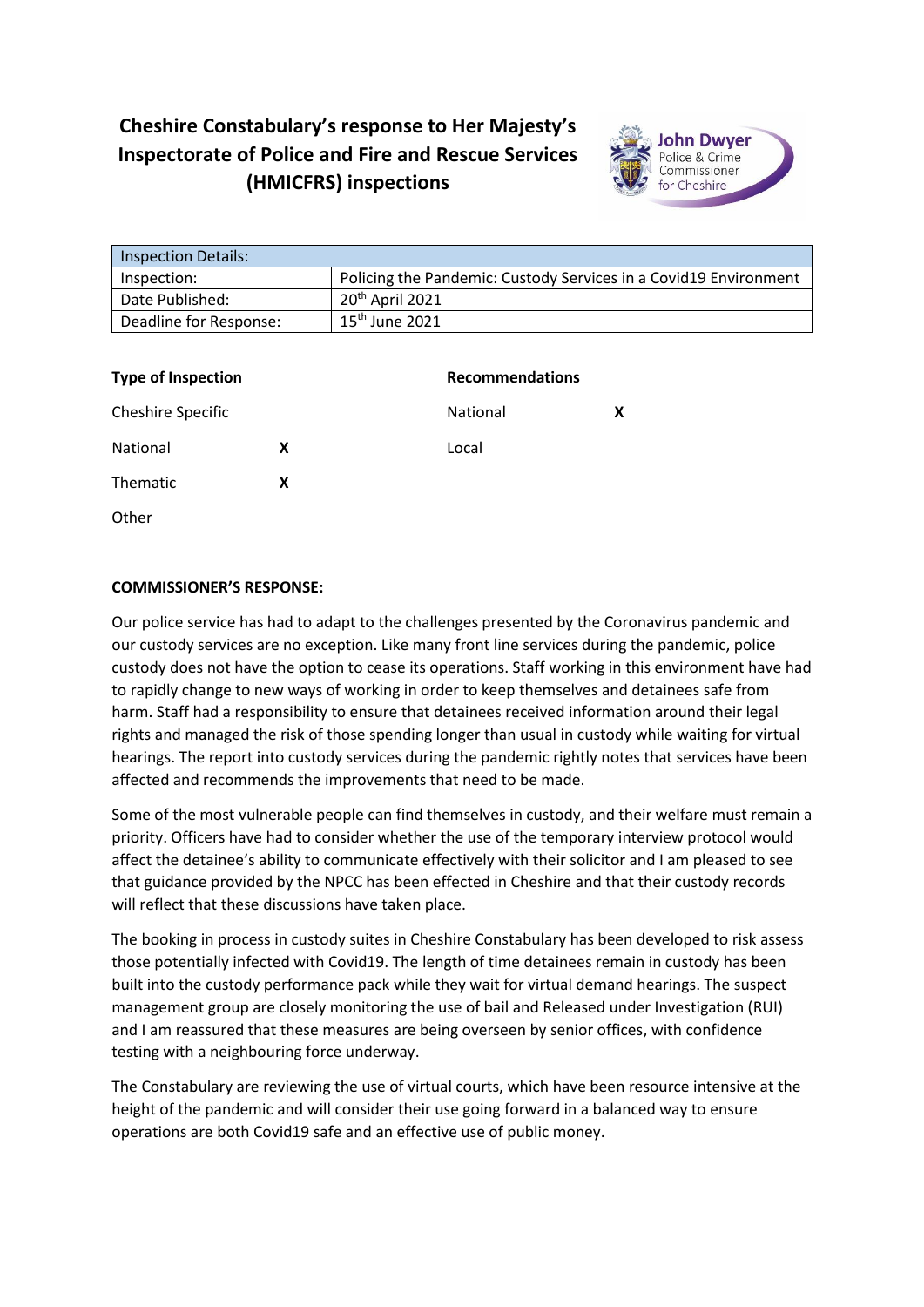# Cheshire Constabulary's response to Her Majesty's Inspectorate of Police and Fire and Rescue Services (HMICFRS) inspections

John Dwyer
Police & Crime Commissioner for Cheshire

| Inspection Details: | |
|---|---|
| Inspection: | Policing the Pandemic: Custody Services in a Covid19 Environment |
| Date Published: | 20th April 2021 |
| Deadline for Response: | 15th June 2021 |

| Type of Inspection | | Recommendations | |
|---|---|---|---|
| Cheshire Specific | | National | X |
| National | X | Local | |
| Thematic | X | | |
| Other | | | |

**COMMISSIONER'S RESPONSE:**

Our police service has had to adapt to the challenges presented by the Coronavirus pandemic and our custody services are no exception. Like many front line services during the pandemic, police custody does not have the option to cease its operations. Staff working in this environment have had to rapidly change to new ways of working in order to keep themselves and detainees safe from harm. Staff had a responsibility to ensure that detainees received information around their legal rights and managed the risk of those spending longer than usual in custody while waiting for virtual hearings. The report into custody services during the pandemic rightly notes that services have been affected and recommends the improvements that need to be made.

Some of the most vulnerable people can find themselves in custody, and their welfare must remain a priority. Officers have had to consider whether the use of the temporary interview protocol would affect the detainee's ability to communicate effectively with their solicitor and I am pleased to see that guidance provided by the NPCC has been effected in Cheshire and that their custody records will reflect that these discussions have taken place.

The booking in process in custody suites in Cheshire Constabulary has been developed to risk assess those potentially infected with Covid19. The length of time detainees remain in custody has been built into the custody performance pack while they wait for virtual demand hearings. The suspect management group are closely monitoring the use of bail and Released under Investigation (RUI) and I am reassured that these measures are being overseen by senior offices, with confidence testing with a neighbouring force underway.

The Constabulary are reviewing the use of virtual courts, which have been resource intensive at the height of the pandemic and will consider their use going forward in a balanced way to ensure operations are both Covid19 safe and an effective use of public money.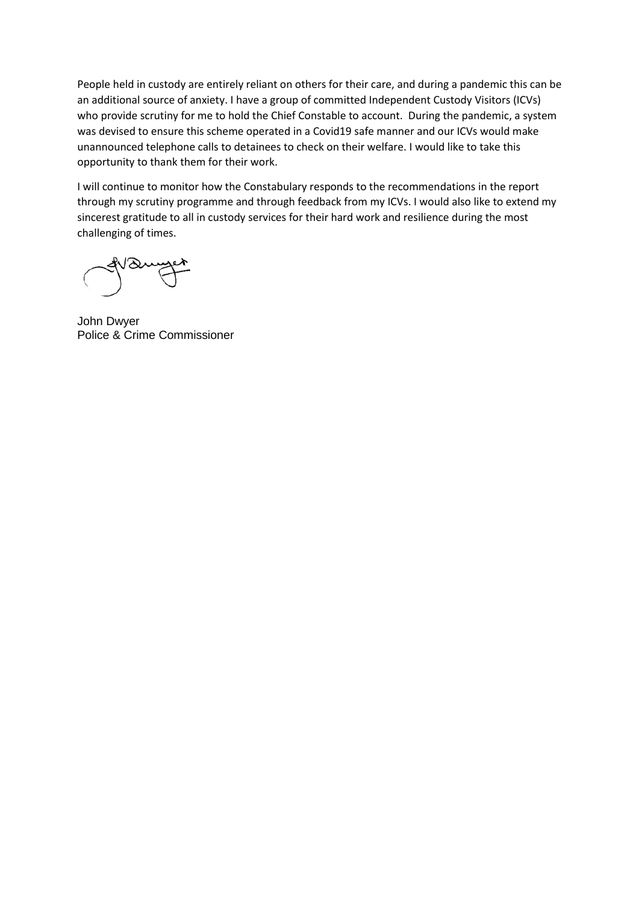People held in custody are entirely reliant on others for their care, and during a pandemic this can be an additional source of anxiety. I have a group of committed Independent Custody Visitors (ICVs) who provide scrutiny for me to hold the Chief Constable to account. During the pandemic, a system was devised to ensure this scheme operated in a Covid19 safe manner and our ICVs would make unannounced telephone calls to detainees to check on their welfare. I would like to take this opportunity to thank them for their work.

I will continue to monitor how the Constabulary responds to the recommendations in the report through my scrutiny programme and through feedback from my ICVs. I would also like to extend my sincerest gratitude to all in custody services for their hard work and resilience during the most challenging of times.

John Dwyer
Police & Crime Commissioner